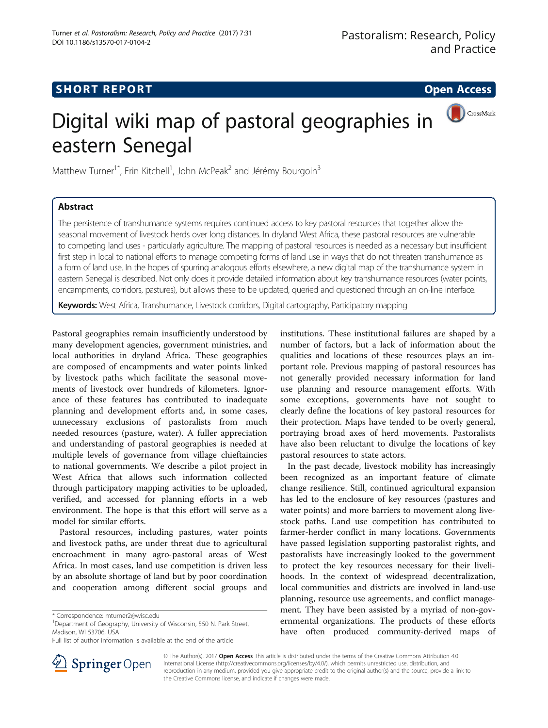**SHORT REPORT** **Open Access**

# Digital wiki map of pastoral geographies in eastern Senegal

Matthew Turner[1*], Erin Kitchell[1], John McPeak[2] and Jérémy Bourgoin[3]

## Abstract

The persistence of transhumance systems requires continued access to key pastoral resources that together allow the seasonal movement of livestock herds over long distances. In dryland West Africa, these pastoral resources are vulnerable to competing land uses - particularly agriculture. The mapping of pastoral resources is needed as a necessary but insufficient first step in local to national efforts to manage competing forms of land use in ways that do not threaten transhumance as a form of land use. In the hopes of spurring analogous efforts elsewhere, a new digital map of the transhumance system in eastern Senegal is described. Not only does it provide detailed information about key transhumance resources (water points, encampments, corridors, pastures), but allows these to be updated, queried and questioned through an on-line interface.

**Keywords:** West Africa, Transhumance, Livestock corridors, Digital cartography, Participatory mapping

Pastoral geographies remain insufficiently understood by many development agencies, government ministries, and local authorities in dryland Africa. These geographies are composed of encampments and water points linked by livestock paths which facilitate the seasonal movements of livestock over hundreds of kilometers. Ignorance of these features has contributed to inadequate planning and development efforts and, in some cases, unnecessary exclusions of pastoralists from much needed resources (pasture, water). A fuller appreciation and understanding of pastoral geographies is needed at multiple levels of governance from village chieftaincies to national governments. We describe a pilot project in West Africa that allows such information collected through participatory mapping activities to be uploaded, verified, and accessed for planning efforts in a web environment. The hope is that this effort will serve as a model for similar efforts.

Pastoral resources, including pastures, water points and livestock paths, are under threat due to agricultural encroachment in many agro-pastoral areas of West Africa. In most cases, land use competition is driven less by an absolute shortage of land but by poor coordination and cooperation among different social groups and institutions. These institutional failures are shaped by a number of factors, but a lack of information about the qualities and locations of these resources plays an important role. Previous mapping of pastoral resources has not generally provided necessary information for land use planning and resource management efforts. With some exceptions, governments have not sought to clearly define the locations of key pastoral resources for their protection. Maps have tended to be overly general, portraying broad axes of herd movements. Pastoralists have also been reluctant to divulge the locations of key pastoral resources to state actors.

In the past decade, livestock mobility has increasingly been recognized as an important feature of climate change resilience. Still, continued agricultural expansion has led to the enclosure of key resources (pastures and water points) and more barriers to movement along livestock paths. Land use competition has contributed to farmer-herder conflict in many locations. Governments have passed legislation supporting pastoralist rights, and pastoralists have increasingly looked to the government to protect the key resources necessary for their livelihoods. In the context of widespread decentralization, local communities and districts are involved in land-use planning, resource use agreements, and conflict management. They have been assisted by a myriad of non-governmental organizations. The products of these efforts have often produced community-derived maps of

\* Correspondence: mturner2@wisc.edu
[1]Department of Geography, University of Wisconsin, 550 N. Park Street, Madison, WI 53706, USA
Full list of author information is available at the end of the article

© The Author(s). 2017 **Open Access** This article is distributed under the terms of the Creative Commons Attribution 4.0 International License (http://creativecommons.org/licenses/by/4.0/), which permits unrestricted use, distribution, and reproduction in any medium, provided you give appropriate credit to the original author(s) and the source, provide a link to the Creative Commons license, and indicate if changes were made.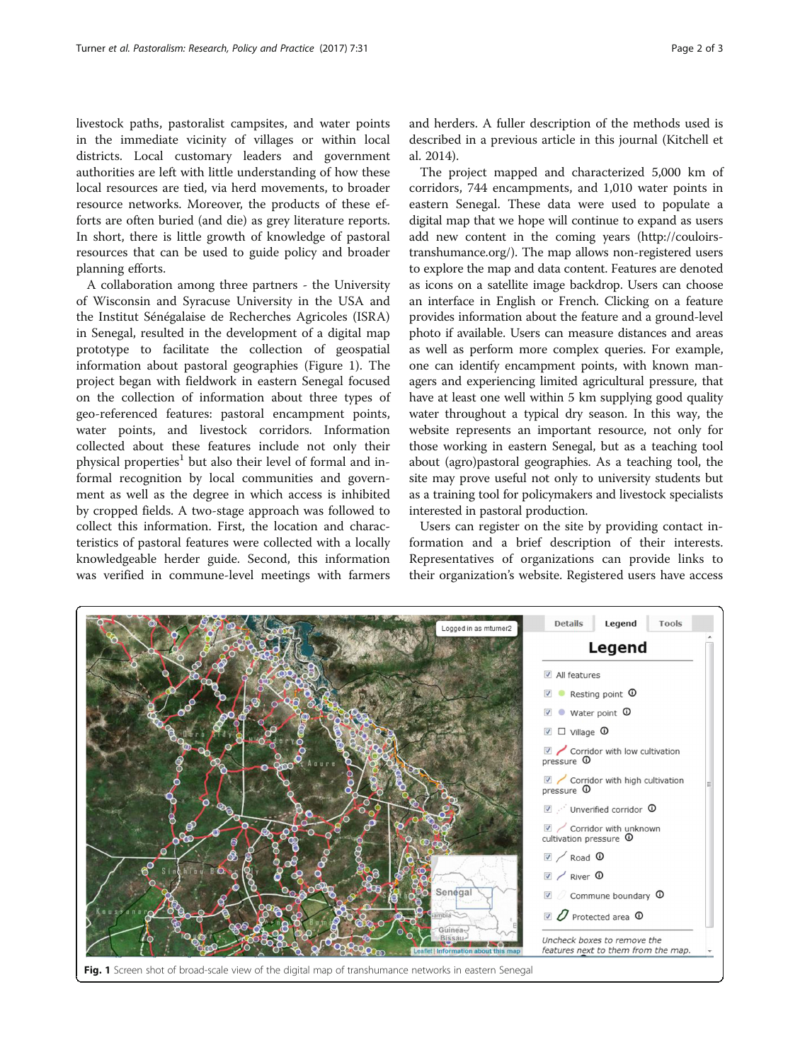livestock paths, pastoralist campsites, and water points in the immediate vicinity of villages or within local districts. Local customary leaders and government authorities are left with little understanding of how these local resources are tied, via herd movements, to broader resource networks. Moreover, the products of these efforts are often buried (and die) as grey literature reports. In short, there is little growth of knowledge of pastoral resources that can be used to guide policy and broader planning efforts.

A collaboration among three partners - the University of Wisconsin and Syracuse University in the USA and the Institut Sénégalaise de Recherches Agricoles (ISRA) in Senegal, resulted in the development of a digital map prototype to facilitate the collection of geospatial information about pastoral geographies (Figure 1). The project began with fieldwork in eastern Senegal focused on the collection of information about three types of geo-referenced features: pastoral encampment points, water points, and livestock corridors. Information collected about these features include not only their physical properties[1] but also their level of formal and informal recognition by local communities and government as well as the degree in which access is inhibited by cropped fields. A two-stage approach was followed to collect this information. First, the location and characteristics of pastoral features were collected with a locally knowledgeable herder guide. Second, this information was verified in commune-level meetings with farmers and herders. A fuller description of the methods used is described in a previous article in this journal (Kitchell et al. 2014).

The project mapped and characterized 5,000 km of corridors, 744 encampments, and 1,010 water points in eastern Senegal. These data were used to populate a digital map that we hope will continue to expand as users add new content in the coming years (http://couloirs-transhumance.org/). The map allows non-registered users to explore the map and data content. Features are denoted as icons on a satellite image backdrop. Users can choose an interface in English or French. Clicking on a feature provides information about the feature and a ground-level photo if available. Users can measure distances and areas as well as perform more complex queries. For example, one can identify encampment points, with known managers and experiencing limited agricultural pressure, that have at least one well within 5 km supplying good quality water throughout a typical dry season. In this way, the website represents an important resource, not only for those working in eastern Senegal, but as a teaching tool about (agro)pastoral geographies. As a teaching tool, the site may prove useful not only to university students but as a training tool for policymakers and livestock specialists interested in pastoral production.

Users can register on the site by providing contact information and a brief description of their interests. Representatives of organizations can provide links to their organization's website. Registered users have access

Fig. 1 Screen shot of broad-scale view of the digital map of transhumance networks in eastern Senegal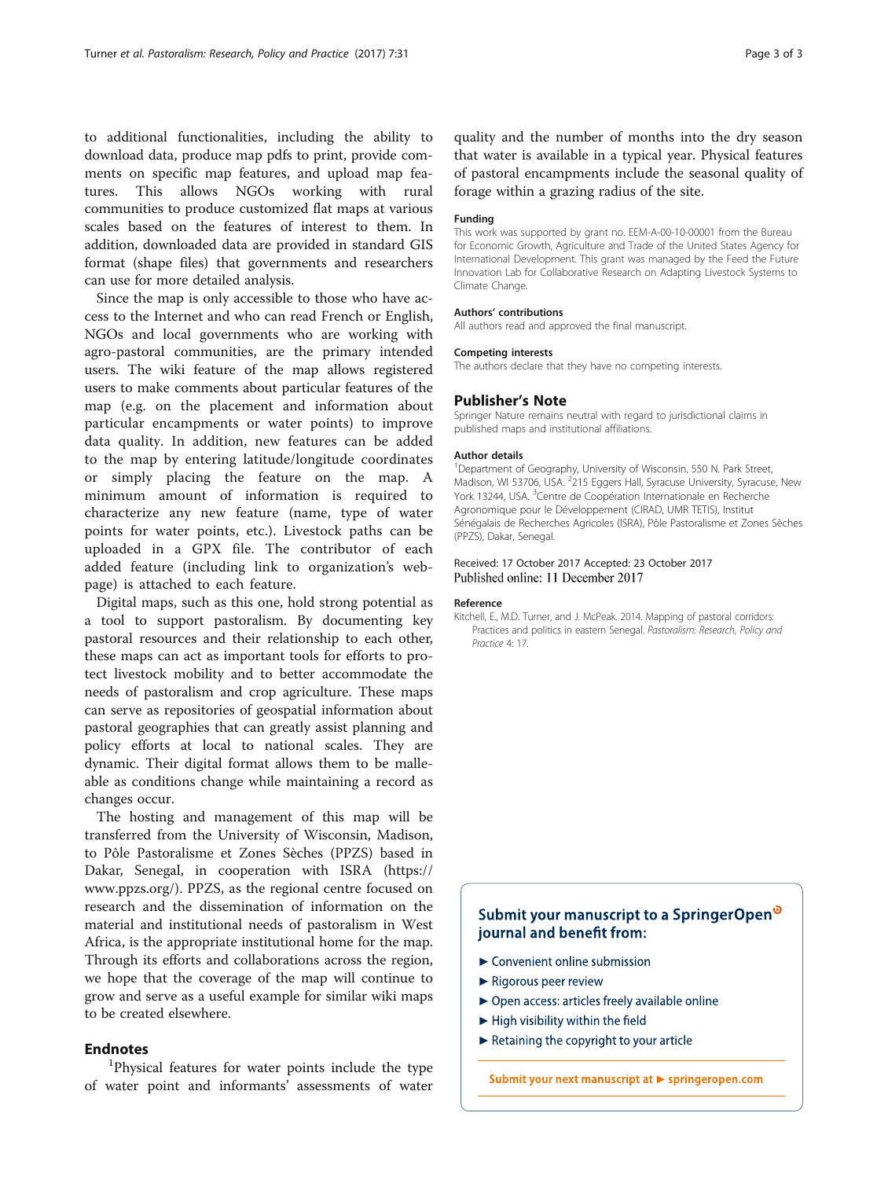to additional functionalities, including the ability to download data, produce map pdfs to print, provide comments on specific map features, and upload map features. This allows NGOs working with rural communities to produce customized flat maps at various scales based on the features of interest to them. In addition, downloaded data are provided in standard GIS format (shape files) that governments and researchers can use for more detailed analysis.

Since the map is only accessible to those who have access to the Internet and who can read French or English, NGOs and local governments who are working with agro-pastoral communities, are the primary intended users. The wiki feature of the map allows registered users to make comments about particular features of the map (e.g. on the placement and information about particular encampments or water points) to improve data quality. In addition, new features can be added to the map by entering latitude/longitude coordinates or simply placing the feature on the map. A minimum amount of information is required to characterize any new feature (name, type of water points for water points, etc.). Livestock paths can be uploaded in a GPX file. The contributor of each added feature (including link to organization's webpage) is attached to each feature.

Digital maps, such as this one, hold strong potential as a tool to support pastoralism. By documenting key pastoral resources and their relationship to each other, these maps can act as important tools for efforts to protect livestock mobility and to better accommodate the needs of pastoralism and crop agriculture. These maps can serve as repositories of geospatial information about pastoral geographies that can greatly assist planning and policy efforts at local to national scales. They are dynamic. Their digital format allows them to be malleable as conditions change while maintaining a record as changes occur.

The hosting and management of this map will be transferred from the University of Wisconsin, Madison, to Pôle Pastoralisme et Zones Sèches (PPZS) based in Dakar, Senegal, in cooperation with ISRA (https://www.ppzs.org/). PPZS, as the regional centre focused on research and the dissemination of information on the material and institutional needs of pastoralism in West Africa, is the appropriate institutional home for the map. Through its efforts and collaborations across the region, we hope that the coverage of the map will continue to grow and serve as a useful example for similar wiki maps to be created elsewhere.

## Endnotes

[1]Physical features for water points include the type of water point and informants' assessments of water quality and the number of months into the dry season that water is available in a typical year. Physical features of pastoral encampments include the seasonal quality of forage within a grazing radius of the site.

#### Funding

This work was supported by grant no. EEM-A-00-10-00001 from the Bureau for Economic Growth, Agriculture and Trade of the United States Agency for International Development. This grant was managed by the Feed the Future Innovation Lab for Collaborative Research on Adapting Livestock Systems to Climate Change.

#### Authors' contributions

All authors read and approved the final manuscript.

#### Competing interests

The authors declare that they have no competing interests.

## Publisher's Note

Springer Nature remains neutral with regard to jurisdictional claims in published maps and institutional affiliations.

#### Author details

[1]Department of Geography, University of Wisconsin, 550 N. Park Street, Madison, WI 53706, USA. [2]215 Eggers Hall, Syracuse University, Syracuse, New York 13244, USA. [3]Centre de Coopération Internationale en Recherche Agronomique pour le Développement (CIRAD, UMR TETIS), Institut Sénégalais de Recherches Agricoles (ISRA), Pôle Pastoralisme et Zones Sèches (PPZS), Dakar, Senegal.

Received: 17 October 2017 Accepted: 23 October 2017
Published online: 11 December 2017

#### Reference

Kitchell, E., M.D. Turner, and J. McPeak. 2014. Mapping of pastoral corridors: Practices and politics in eastern Senegal. *Pastoralism: Research, Policy and Practice* 4: 17.

**Submit your manuscript to a SpringerOpen journal and benefit from:**

- ► Convenient online submission
- ► Rigorous peer review
- ► Open access: articles freely available online
- ► High visibility within the field
- ► Retaining the copyright to your article

Submit your next manuscript at ► springeropen.com